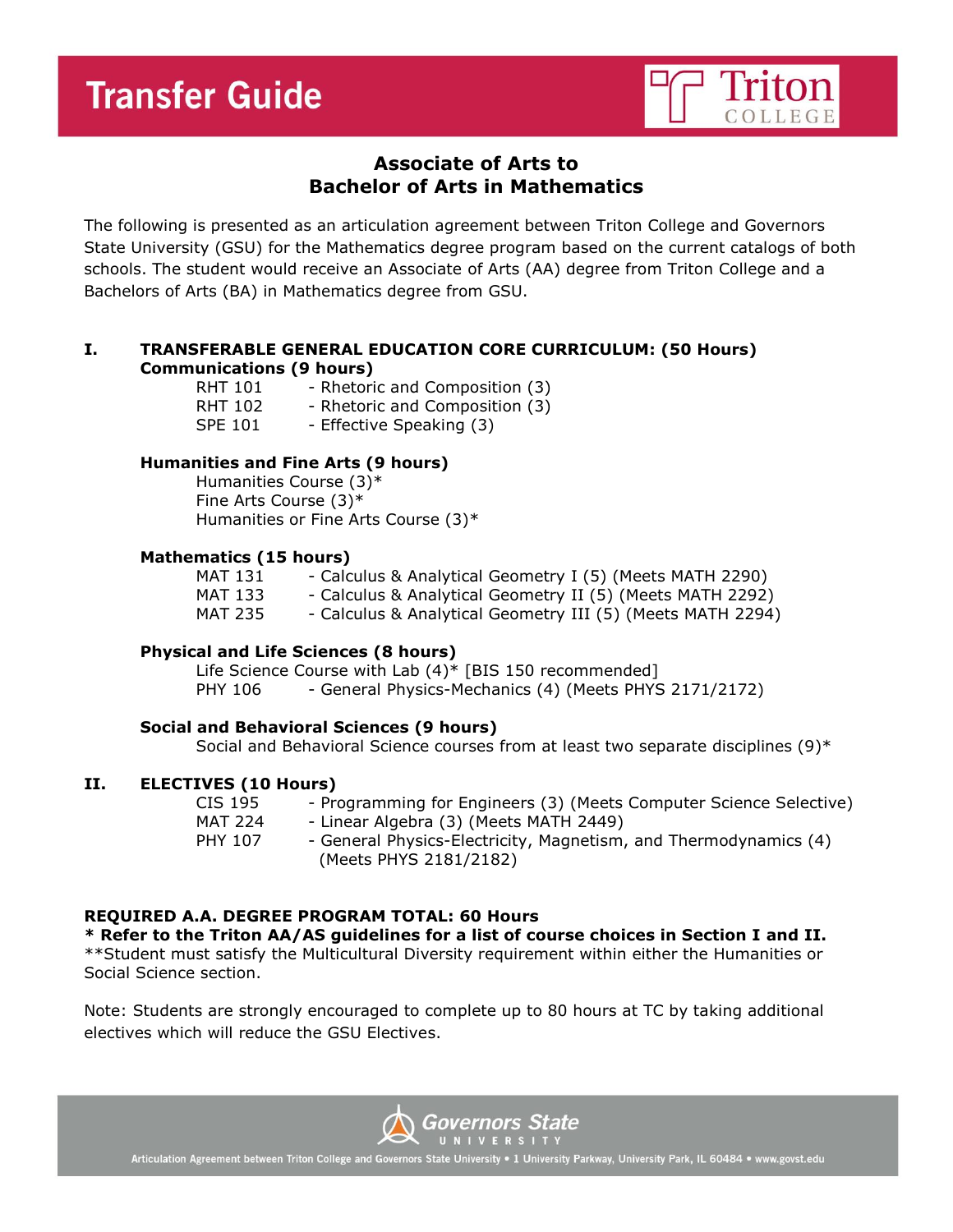# Transfer Guide

## Associate of Arts to Bachelor of Arts in Mathematics

The following is presented as an articulation agreement between Triton College and Governors State University (GSU) for the Mathematics degree program based on the current catalogs of both schools. The student would receive an Associate of Arts (AA) degree from Triton College and a Bachelors of Arts (BA) in Mathematics degree from GSU.

### I. TRANSFERABLE GENERAL EDUCATION CORE CURRICULUM: (50 Hours)

**Communications (9 hours)**

- RHT 101 - Rhetoric and Composition (3)
- RHT 102 - Rhetoric and Composition (3)
- SPE 101 - Effective Speaking (3)

**Humanities and Fine Arts (9 hours)**

- Humanities Course (3)*
- Fine Arts Course (3)*
- Humanities or Fine Arts Course (3)*

**Mathematics (15 hours)**

- MAT 131 - Calculus & Analytical Geometry I (5) (Meets MATH 2290)
- MAT 133 - Calculus & Analytical Geometry II (5) (Meets MATH 2292)
- MAT 235 - Calculus & Analytical Geometry III (5) (Meets MATH 2294)

**Physical and Life Sciences (8 hours)**

- Life Science Course with Lab (4)* [BIS 150 recommended]
- PHY 106 - General Physics-Mechanics (4) (Meets PHYS 2171/2172)

**Social and Behavioral Sciences (9 hours)**

- Social and Behavioral Science courses from at least two separate disciplines (9)*

### II. ELECTIVES (10 Hours)

- CIS 195 - Programming for Engineers (3) (Meets Computer Science Selective)
- MAT 224 - Linear Algebra (3) (Meets MATH 2449)
- PHY 107 - General Physics-Electricity, Magnetism, and Thermodynamics (4) (Meets PHYS 2181/2182)

**REQUIRED A.A. DEGREE PROGRAM TOTAL: 60 Hours**

**\* Refer to the Triton AA/AS guidelines for a list of course choices in Section I and II.**

**Student must satisfy the Multicultural Diversity requirement within either the Humanities or Social Science section.

Note: Students are strongly encouraged to complete up to 80 hours at TC by taking additional electives which will reduce the GSU Electives.

Articulation Agreement between Triton College and Governors State University • 1 University Parkway, University Park, IL 60484 • www.govst.edu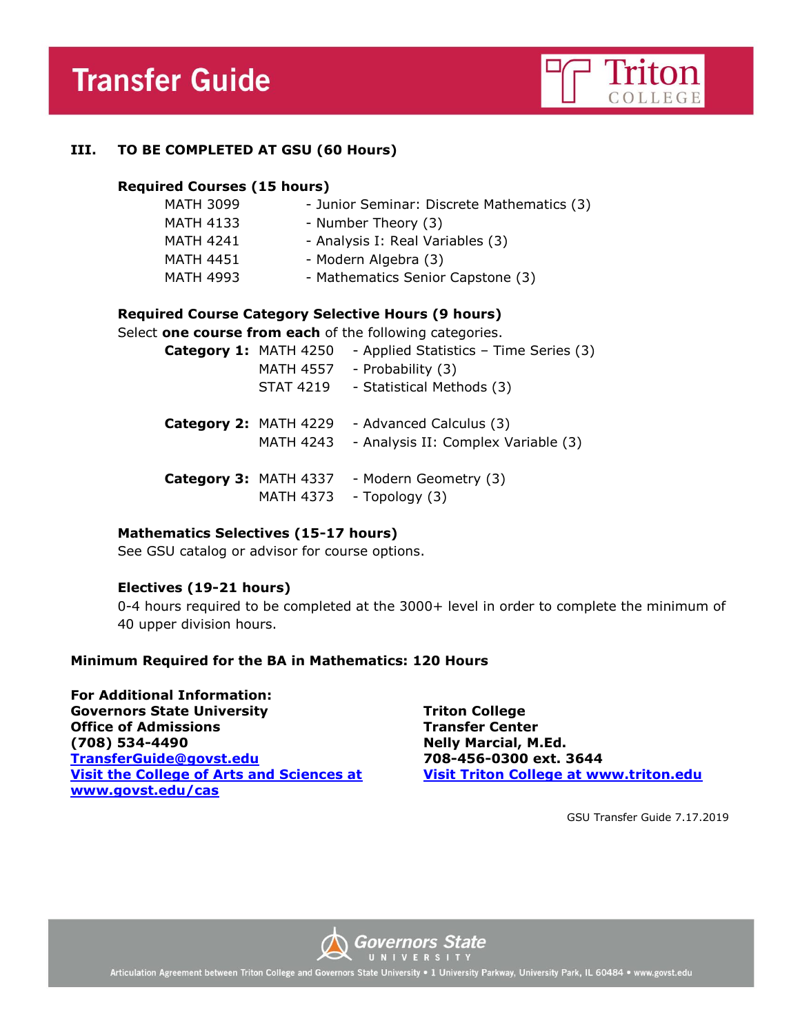# Transfer Guide

## III. TO BE COMPLETED AT GSU (60 Hours)

### Required Courses (15 hours)

| | |
|---|---|
| MATH 3099 | - Junior Seminar: Discrete Mathematics (3) |
| MATH 4133 | - Number Theory (3) |
| MATH 4241 | - Analysis I: Real Variables (3) |
| MATH 4451 | - Modern Algebra (3) |
| MATH 4993 | - Mathematics Senior Capstone (3) |

### Required Course Category Selective Hours (9 hours)

Select **one course from each** of the following categories.

| | | |
|---|---|---|
| **Category 1:** | MATH 4250 | - Applied Statistics – Time Series (3) |
| | MATH 4557 | - Probability (3) |
| | STAT 4219 | - Statistical Methods (3) |
| **Category 2:** | MATH 4229 | - Advanced Calculus (3) |
| | MATH 4243 | - Analysis II: Complex Variable (3) |
| **Category 3:** | MATH 4337 | - Modern Geometry (3) |
| | MATH 4373 | - Topology (3) |

### Mathematics Selectives (15-17 hours)

See GSU catalog or advisor for course options.

### Electives (19-21 hours)

0-4 hours required to be completed at the 3000+ level in order to complete the minimum of 40 upper division hours.

**Minimum Required for the BA in Mathematics: 120 Hours**

**For Additional Information:**
**Governors State University**
**Office of Admissions**
**(708) 534-4490**
**TransferGuide@govst.edu**
**Visit the College of Arts and Sciences at www.govst.edu/cas**

**Triton College**
**Transfer Center**
**Nelly Marcial, M.Ed.**
**708-456-0300 ext. 3644**
**Visit Triton College at www.triton.edu**

GSU Transfer Guide 7.17.2019

Articulation Agreement between Triton College and Governors State University • 1 University Parkway, University Park, IL 60484 • www.govst.edu